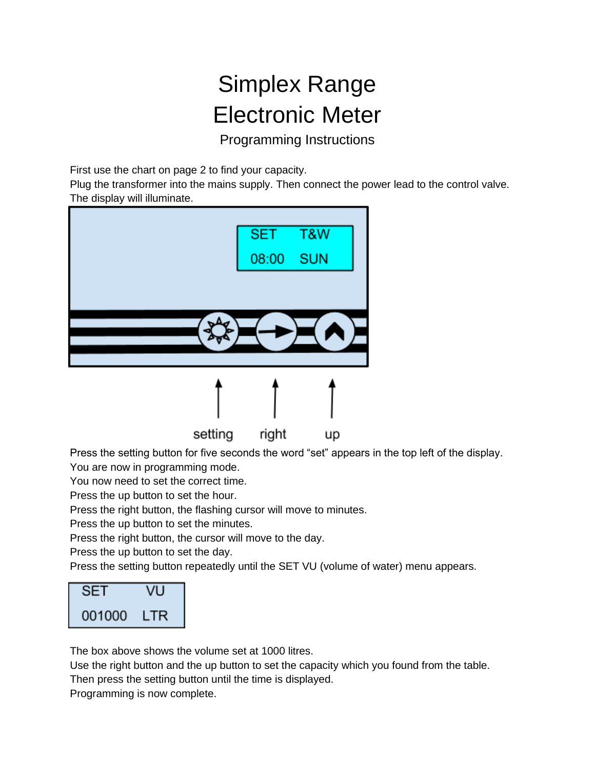# Simplex Range
# Electronic Meter

## Programming Instructions

First use the chart on page 2 to find your capacity.
Plug the transformer into the mains supply. Then connect the power lead to the control valve.
The display will illuminate.

SET T&W
08:00 SUN

setting right up

Press the setting button for five seconds the word "set" appears in the top left of the display.
You are now in programming mode.
You now need to set the correct time.
Press the up button to set the hour.
Press the right button, the flashing cursor will move to minutes.
Press the up button to set the minutes.
Press the right button, the cursor will move to the day.
Press the up button to set the day.
Press the setting button repeatedly until the SET VU (volume of water) menu appears.

SET VU
001000 LTR

The box above shows the volume set at 1000 litres.
Use the right button and the up button to set the capacity which you found from the table.
Then press the setting button until the time is displayed.
Programming is now complete.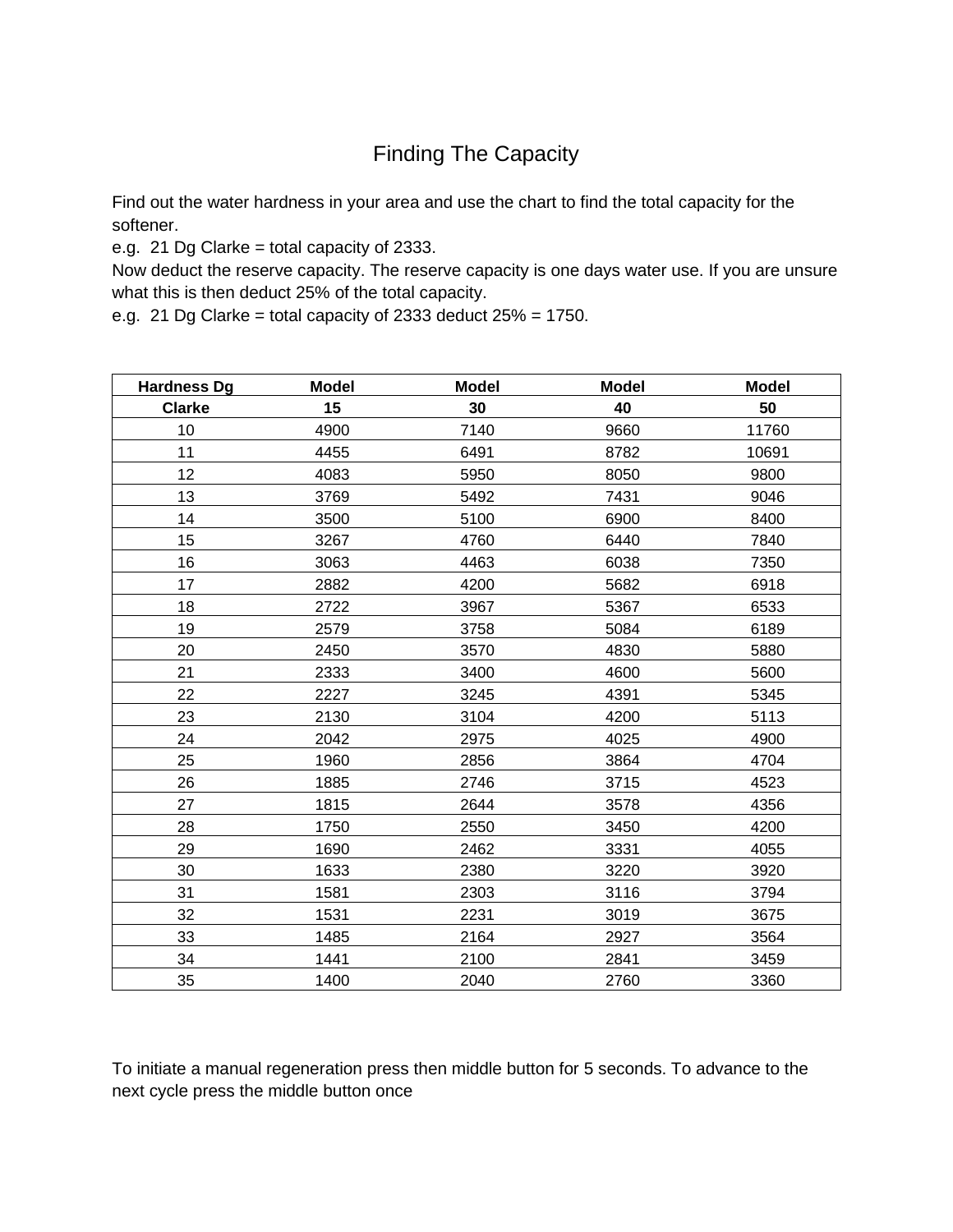# Finding The Capacity

Find out the water hardness in your area and use the chart to find the total capacity for the softener.

e.g. 21 Dg Clarke = total capacity of 2333.

Now deduct the reserve capacity. The reserve capacity is one days water use. If you are unsure what this is then deduct 25% of the total capacity.

e.g. 21 Dg Clarke = total capacity of 2333 deduct 25% = 1750.

| **Hardness Dg Clarke** | **Model 15** | **Model 30** | **Model 40** | **Model 50** |
|---|---|---|---|---|
| 10 | 4900 | 7140 | 9660 | 11760 |
| 11 | 4455 | 6491 | 8782 | 10691 |
| 12 | 4083 | 5950 | 8050 | 9800 |
| 13 | 3769 | 5492 | 7431 | 9046 |
| 14 | 3500 | 5100 | 6900 | 8400 |
| 15 | 3267 | 4760 | 6440 | 7840 |
| 16 | 3063 | 4463 | 6038 | 7350 |
| 17 | 2882 | 4200 | 5682 | 6918 |
| 18 | 2722 | 3967 | 5367 | 6533 |
| 19 | 2579 | 3758 | 5084 | 6189 |
| 20 | 2450 | 3570 | 4830 | 5880 |
| 21 | 2333 | 3400 | 4600 | 5600 |
| 22 | 2227 | 3245 | 4391 | 5345 |
| 23 | 2130 | 3104 | 4200 | 5113 |
| 24 | 2042 | 2975 | 4025 | 4900 |
| 25 | 1960 | 2856 | 3864 | 4704 |
| 26 | 1885 | 2746 | 3715 | 4523 |
| 27 | 1815 | 2644 | 3578 | 4356 |
| 28 | 1750 | 2550 | 3450 | 4200 |
| 29 | 1690 | 2462 | 3331 | 4055 |
| 30 | 1633 | 2380 | 3220 | 3920 |
| 31 | 1581 | 2303 | 3116 | 3794 |
| 32 | 1531 | 2231 | 3019 | 3675 |
| 33 | 1485 | 2164 | 2927 | 3564 |
| 34 | 1441 | 2100 | 2841 | 3459 |
| 35 | 1400 | 2040 | 2760 | 3360 |

To initiate a manual regeneration press then middle button for 5 seconds. To advance to the next cycle press the middle button once